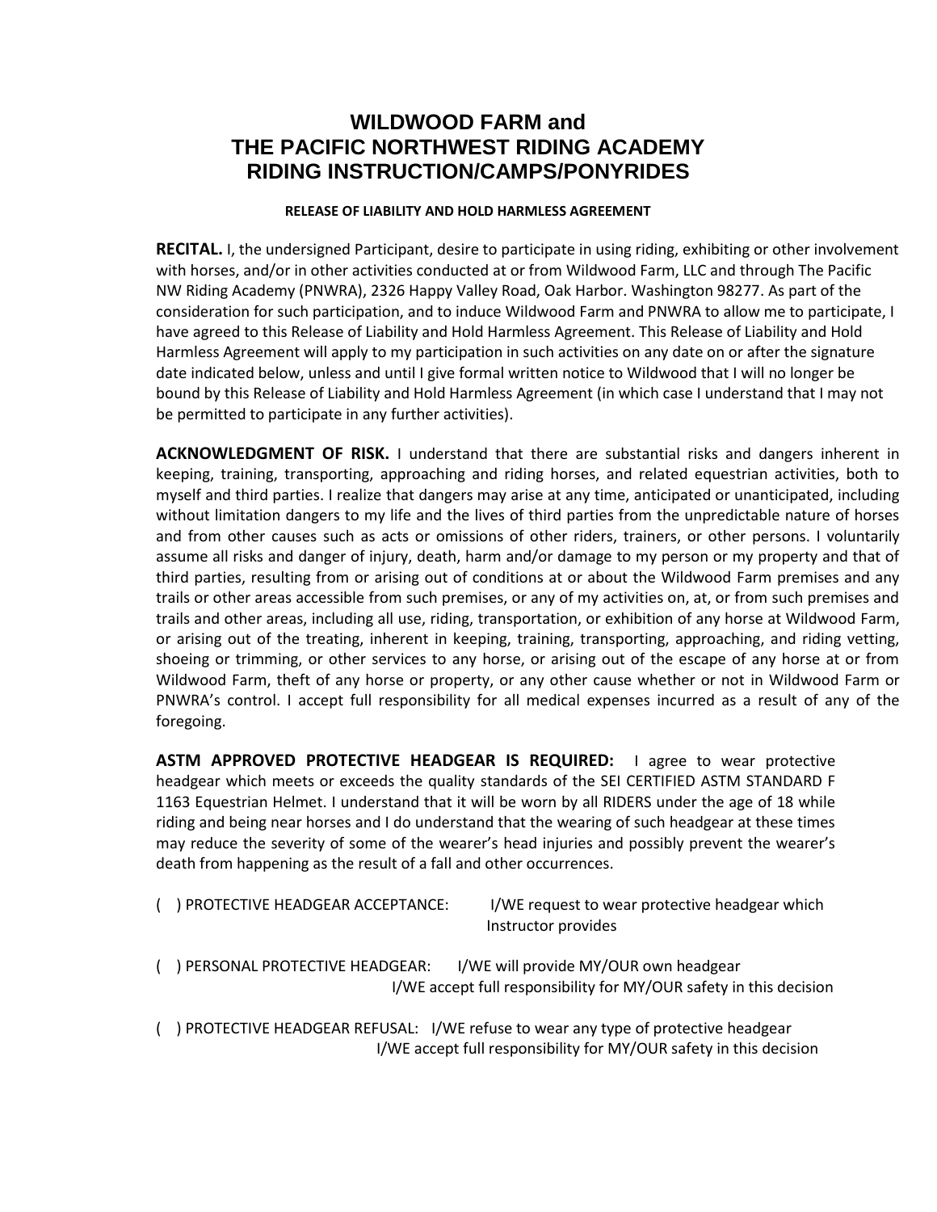# WILDWOOD FARM and THE PACIFIC NORTHWEST RIDING ACADEMY RIDING INSTRUCTION/CAMPS/PONYRIDES

## RELEASE OF LIABILITY AND HOLD HARMLESS AGREEMENT

**RECITAL.** I, the undersigned Participant, desire to participate in using riding, exhibiting or other involvement with horses, and/or in other activities conducted at or from Wildwood Farm, LLC and through The Pacific NW Riding Academy (PNWRA), 2326 Happy Valley Road, Oak Harbor. Washington 98277. As part of the consideration for such participation, and to induce Wildwood Farm and PNWRA to allow me to participate, I have agreed to this Release of Liability and Hold Harmless Agreement. This Release of Liability and Hold Harmless Agreement will apply to my participation in such activities on any date on or after the signature date indicated below, unless and until I give formal written notice to Wildwood that I will no longer be bound by this Release of Liability and Hold Harmless Agreement (in which case I understand that I may not be permitted to participate in any further activities).

**ACKNOWLEDGMENT OF RISK.** I understand that there are substantial risks and dangers inherent in keeping, training, transporting, approaching and riding horses, and related equestrian activities, both to myself and third parties. I realize that dangers may arise at any time, anticipated or unanticipated, including without limitation dangers to my life and the lives of third parties from the unpredictable nature of horses and from other causes such as acts or omissions of other riders, trainers, or other persons. I voluntarily assume all risks and danger of injury, death, harm and/or damage to my person or my property and that of third parties, resulting from or arising out of conditions at or about the Wildwood Farm premises and any trails or other areas accessible from such premises, or any of my activities on, at, or from such premises and trails and other areas, including all use, riding, transportation, or exhibition of any horse at Wildwood Farm, or arising out of the treating, inherent in keeping, training, transporting, approaching, and riding vetting, shoeing or trimming, or other services to any horse, or arising out of the escape of any horse at or from Wildwood Farm, theft of any horse or property, or any other cause whether or not in Wildwood Farm or PNWRA's control. I accept full responsibility for all medical expenses incurred as a result of any of the foregoing.

**ASTM APPROVED PROTECTIVE HEADGEAR IS REQUIRED:** I agree to wear protective headgear which meets or exceeds the quality standards of the SEI CERTIFIED ASTM STANDARD F 1163 Equestrian Helmet. I understand that it will be worn by all RIDERS under the age of 18 while riding and being near horses and I do understand that the wearing of such headgear at these times may reduce the severity of some of the wearer's head injuries and possibly prevent the wearer's death from happening as the result of a fall and other occurrences.

( ) PROTECTIVE HEADGEAR ACCEPTANCE: I/WE request to wear protective headgear which Instructor provides

( ) PERSONAL PROTECTIVE HEADGEAR: I/WE will provide MY/OUR own headgear
I/WE accept full responsibility for MY/OUR safety in this decision

( ) PROTECTIVE HEADGEAR REFUSAL: I/WE refuse to wear any type of protective headgear
I/WE accept full responsibility for MY/OUR safety in this decision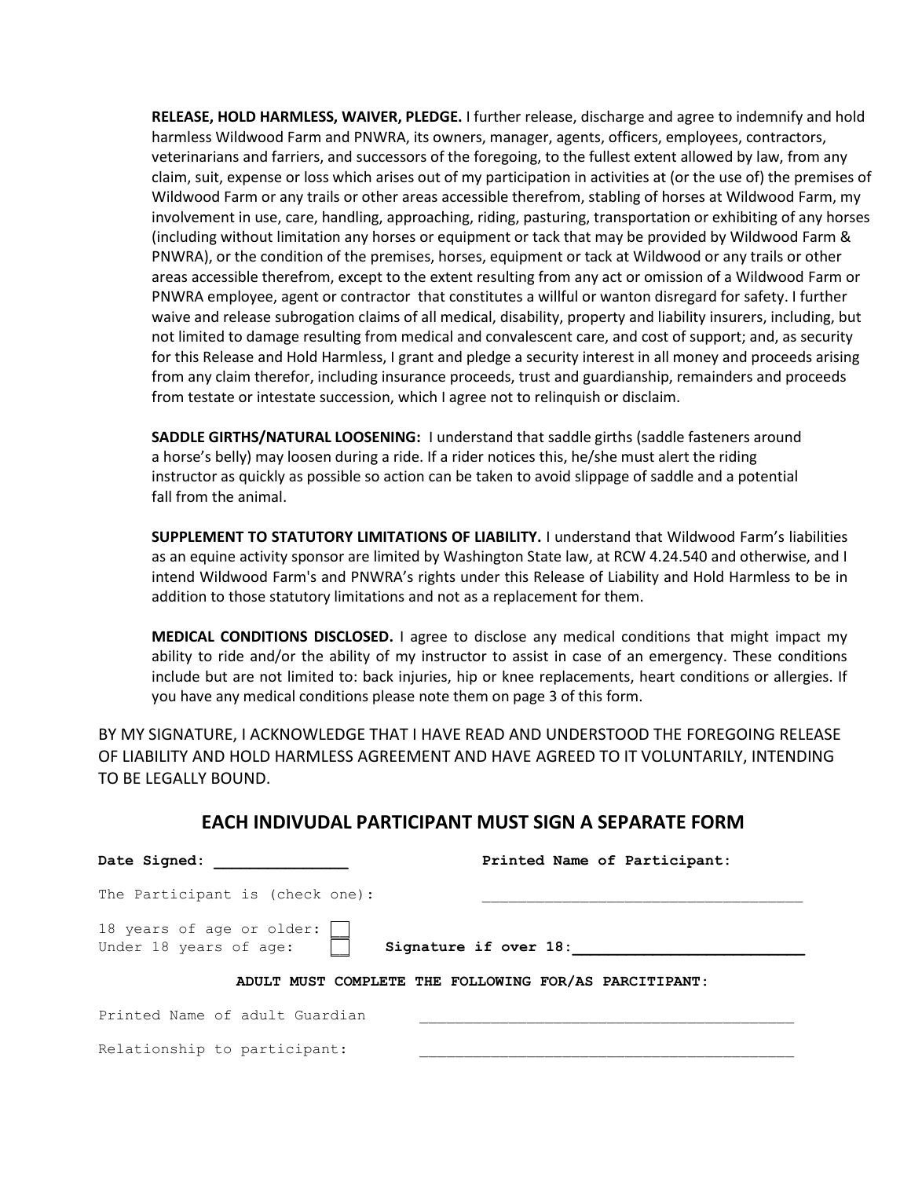**RELEASE, HOLD HARMLESS, WAIVER, PLEDGE.** I further release, discharge and agree to indemnify and hold harmless Wildwood Farm and PNWRA, its owners, manager, agents, officers, employees, contractors, veterinarians and farriers, and successors of the foregoing, to the fullest extent allowed by law, from any claim, suit, expense or loss which arises out of my participation in activities at (or the use of) the premises of Wildwood Farm or any trails or other areas accessible therefrom, stabling of horses at Wildwood Farm, my involvement in use, care, handling, approaching, riding, pasturing, transportation or exhibiting of any horses (including without limitation any horses or equipment or tack that may be provided by Wildwood Farm & PNWRA), or the condition of the premises, horses, equipment or tack at Wildwood or any trails or other areas accessible therefrom, except to the extent resulting from any act or omission of a Wildwood Farm or PNWRA employee, agent or contractor that constitutes a willful or wanton disregard for safety. I further waive and release subrogation claims of all medical, disability, property and liability insurers, including, but not limited to damage resulting from medical and convalescent care, and cost of support; and, as security for this Release and Hold Harmless, I grant and pledge a security interest in all money and proceeds arising from any claim therefor, including insurance proceeds, trust and guardianship, remainders and proceeds from testate or intestate succession, which I agree not to relinquish or disclaim.

**SADDLE GIRTHS/NATURAL LOOSENING:** I understand that saddle girths (saddle fasteners around a horse's belly) may loosen during a ride. If a rider notices this, he/she must alert the riding instructor as quickly as possible so action can be taken to avoid slippage of saddle and a potential fall from the animal.

**SUPPLEMENT TO STATUTORY LIMITATIONS OF LIABILITY.** I understand that Wildwood Farm's liabilities as an equine activity sponsor are limited by Washington State law, at RCW 4.24.540 and otherwise, and I intend Wildwood Farm's and PNWRA's rights under this Release of Liability and Hold Harmless to be in addition to those statutory limitations and not as a replacement for them.

**MEDICAL CONDITIONS DISCLOSED.** I agree to disclose any medical conditions that might impact my ability to ride and/or the ability of my instructor to assist in case of an emergency. These conditions include but are not limited to: back injuries, hip or knee replacements, heart conditions or allergies. If you have any medical conditions please note them on page 3 of this form.

BY MY SIGNATURE, I ACKNOWLEDGE THAT I HAVE READ AND UNDERSTOOD THE FOREGOING RELEASE OF LIABILITY AND HOLD HARMLESS AGREEMENT AND HAVE AGREED TO IT VOLUNTARILY, INTENDING TO BE LEGALLY BOUND.

## EACH INDIVUDAL PARTICIPANT MUST SIGN A SEPARATE FORM

**Date Signed:** _______________ **Printed Name of Participant:** ______________________________________

The Participant is (check one):

18 years of age or older: ☐

Under 18 years of age: ☐ **Signature if over 18:**_________________________

**ADULT MUST COMPLETE THE FOLLOWING FOR/AS PARCITIPANT:**

Printed Name of adult Guardian ____________________________________________

Relationship to participant: ____________________________________________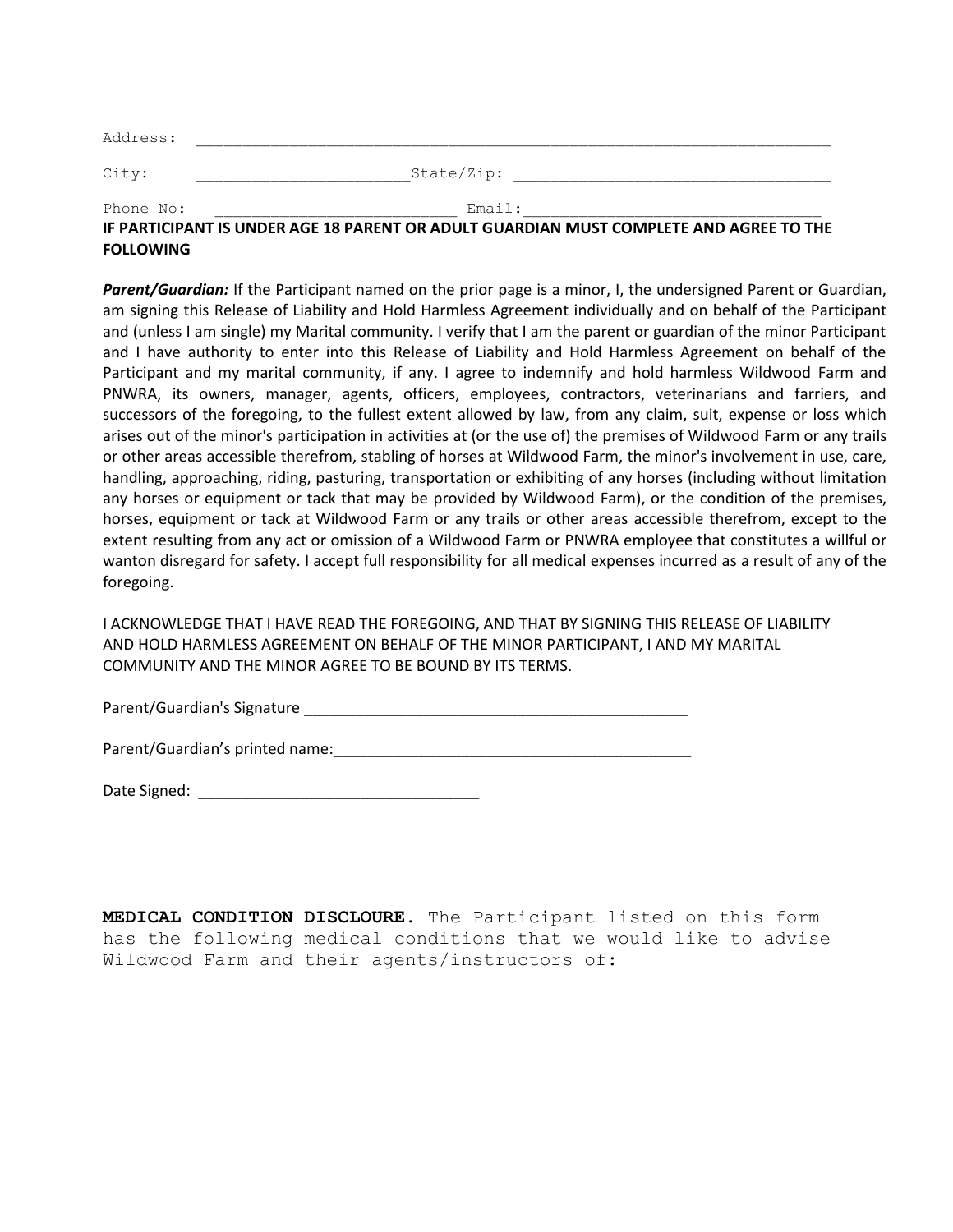Address: ___________________________________________________________________

City: ______________________State/Zip: _________________________________

Phone No: __________________________ Email:_______________________________

**IF PARTICIPANT IS UNDER AGE 18 PARENT OR ADULT GUARDIAN MUST COMPLETE AND AGREE TO THE FOLLOWING**

***Parent/Guardian:*** If the Participant named on the prior page is a minor, I, the undersigned Parent or Guardian, am signing this Release of Liability and Hold Harmless Agreement individually and on behalf of the Participant and (unless I am single) my Marital community. I verify that I am the parent or guardian of the minor Participant and I have authority to enter into this Release of Liability and Hold Harmless Agreement on behalf of the Participant and my marital community, if any. I agree to indemnify and hold harmless Wildwood Farm and PNWRA, its owners, manager, agents, officers, employees, contractors, veterinarians and farriers, and successors of the foregoing, to the fullest extent allowed by law, from any claim, suit, expense or loss which arises out of the minor's participation in activities at (or the use of) the premises of Wildwood Farm or any trails or other areas accessible therefrom, stabling of horses at Wildwood Farm, the minor's involvement in use, care, handling, approaching, riding, pasturing, transportation or exhibiting of any horses (including without limitation any horses or equipment or tack that may be provided by Wildwood Farm), or the condition of the premises, horses, equipment or tack at Wildwood Farm or any trails or other areas accessible therefrom, except to the extent resulting from any act or omission of a Wildwood Farm or PNWRA employee that constitutes a willful or wanton disregard for safety. I accept full responsibility for all medical expenses incurred as a result of any of the foregoing.

I ACKNOWLEDGE THAT I HAVE READ THE FOREGOING, AND THAT BY SIGNING THIS RELEASE OF LIABILITY AND HOLD HARMLESS AGREEMENT ON BEHALF OF THE MINOR PARTICIPANT, I AND MY MARITAL COMMUNITY AND THE MINOR AGREE TO BE BOUND BY ITS TERMS.

Parent/Guardian's Signature _____________________________________________

Parent/Guardian's printed name:__________________________________________

Date Signed: _________________________________

**MEDICAL CONDITION DISCLOURE.** The Participant listed on this form has the following medical conditions that we would like to advise Wildwood Farm and their agents/instructors of: